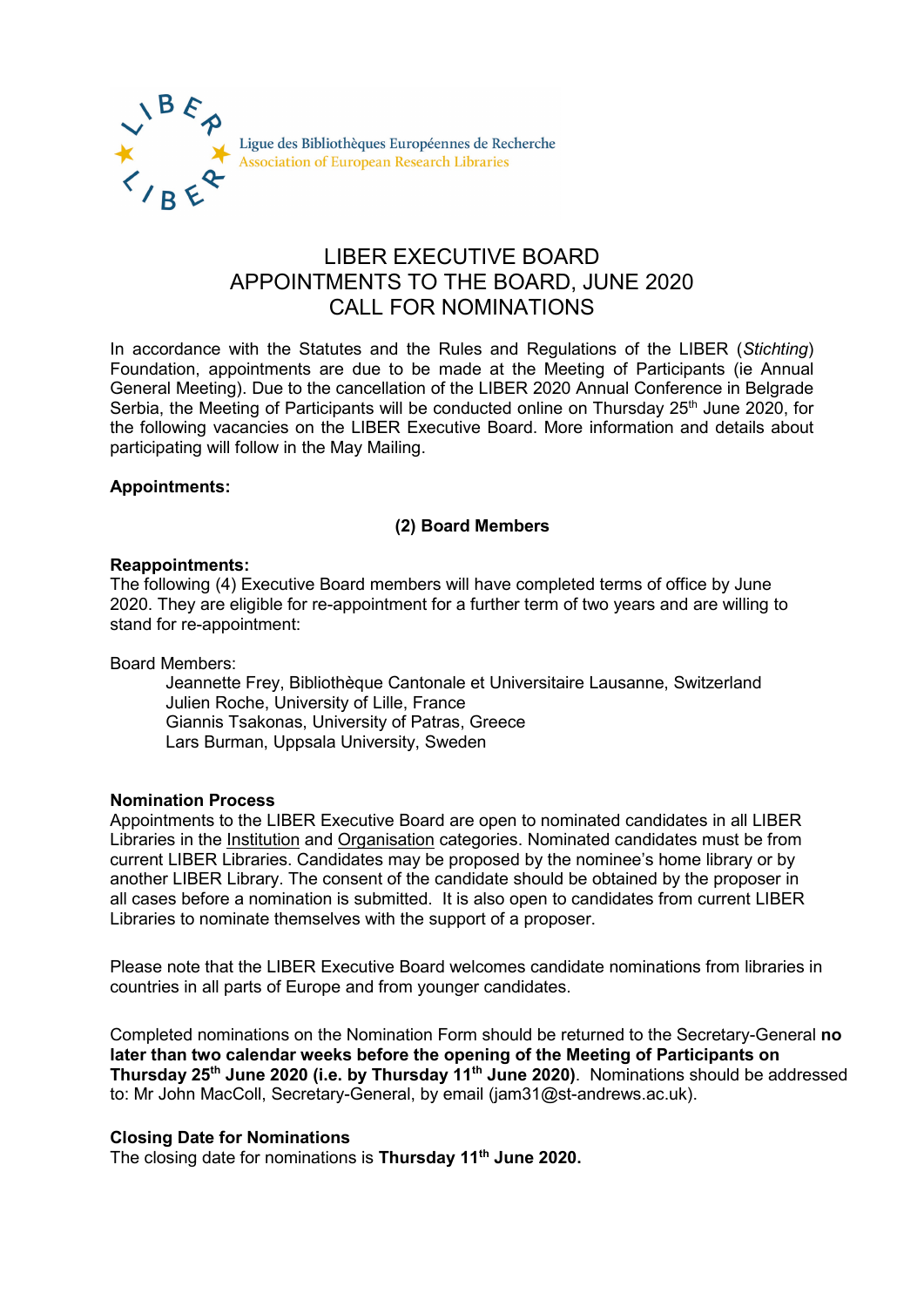Ligue des Bibliothèques Européennes de Recherche
Association of European Research Libraries

# LIBER EXECUTIVE BOARD
# APPOINTMENTS TO THE BOARD, JUNE 2020
# CALL FOR NOMINATIONS

In accordance with the Statutes and the Rules and Regulations of the LIBER (*Stichting*) Foundation, appointments are due to be made at the Meeting of Participants (ie Annual General Meeting). Due to the cancellation of the LIBER 2020 Annual Conference in Belgrade Serbia, the Meeting of Participants will be conducted online on Thursday 25th June 2020, for the following vacancies on the LIBER Executive Board. More information and details about participating will follow in the May Mailing.

**Appointments:**

**(2) Board Members**

**Reappointments:**
The following (4) Executive Board members will have completed terms of office by June 2020. They are eligible for re-appointment for a further term of two years and are willing to stand for re-appointment:

Board Members:

- Jeannette Frey, Bibliothèque Cantonale et Universitaire Lausanne, Switzerland
- Julien Roche, University of Lille, France
- Giannis Tsakonas, University of Patras, Greece
- Lars Burman, Uppsala University, Sweden

**Nomination Process**
Appointments to the LIBER Executive Board are open to nominated candidates in all LIBER Libraries in the Institution and Organisation categories. Nominated candidates must be from current LIBER Libraries. Candidates may be proposed by the nominee's home library or by another LIBER Library. The consent of the candidate should be obtained by the proposer in all cases before a nomination is submitted. It is also open to candidates from current LIBER Libraries to nominate themselves with the support of a proposer.

Please note that the LIBER Executive Board welcomes candidate nominations from libraries in countries in all parts of Europe and from younger candidates.

Completed nominations on the Nomination Form should be returned to the Secretary-General **no later than two calendar weeks before the opening of the Meeting of Participants on Thursday 25th June 2020 (i.e. by Thursday 11th June 2020)**. Nominations should be addressed to: Mr John MacColl, Secretary-General, by email (jam31@st-andrews.ac.uk).

**Closing Date for Nominations**
The closing date for nominations is **Thursday 11th June 2020.**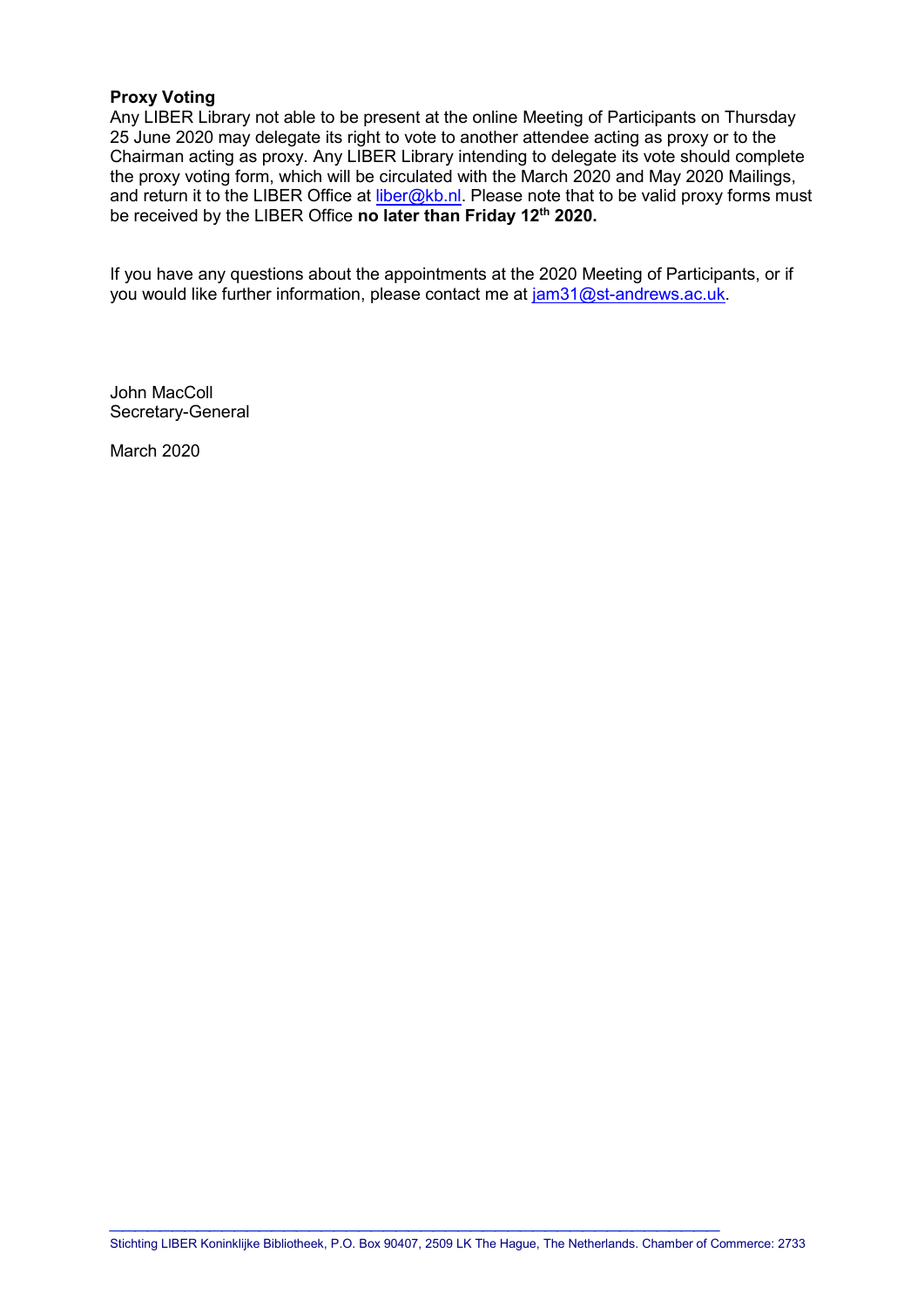**Proxy Voting**

Any LIBER Library not able to be present at the online Meeting of Participants on Thursday 25 June 2020 may delegate its right to vote to another attendee acting as proxy or to the Chairman acting as proxy. Any LIBER Library intending to delegate its vote should complete the proxy voting form, which will be circulated with the March 2020 and May 2020 Mailings, and return it to the LIBER Office at liber@kb.nl. Please note that to be valid proxy forms must be received by the LIBER Office **no later than Friday 12th 2020.**

If you have any questions about the appointments at the 2020 Meeting of Participants, or if you would like further information, please contact me at jam31@st-andrews.ac.uk.

John MacColl
Secretary-General

March 2020

Stichting LIBER Koninklijke Bibliotheek, P.O. Box 90407, 2509 LK The Hague, The Netherlands. Chamber of Commerce: 2733